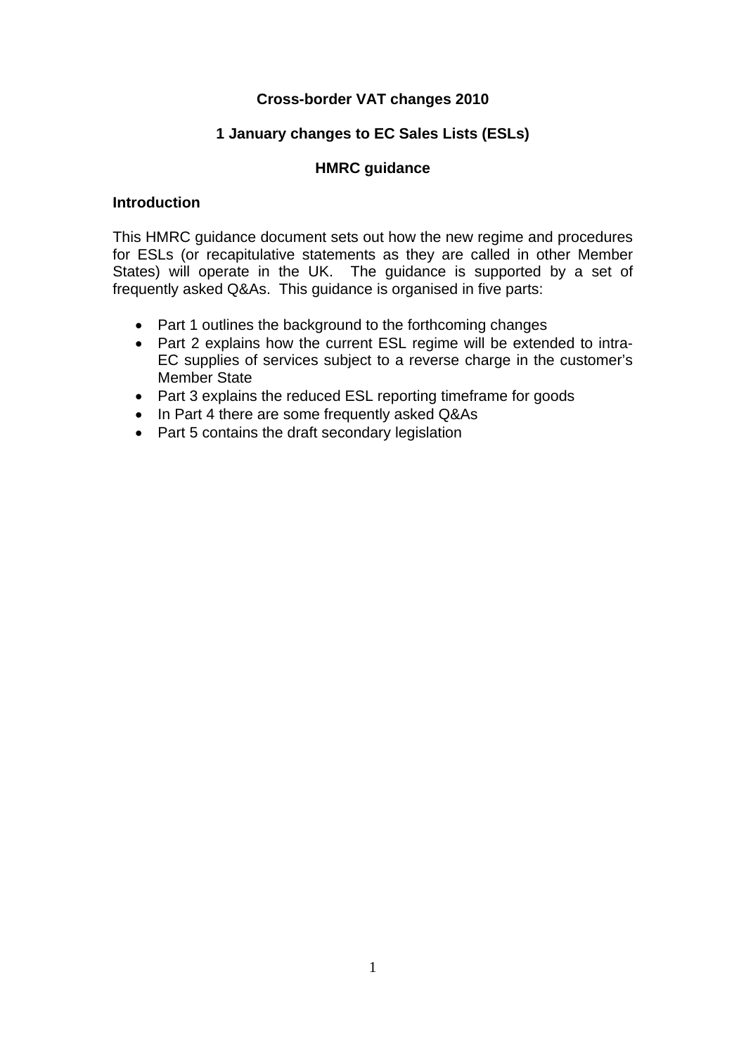# Cross-border VAT changes 2010

## 1 January changes to EC Sales Lists (ESLs)

### HMRC guidance

**Introduction**

This HMRC guidance document sets out how the new regime and procedures for ESLs (or recapitulative statements as they are called in other Member States) will operate in the UK. The guidance is supported by a set of frequently asked Q&As. This guidance is organised in five parts:

- Part 1 outlines the background to the forthcoming changes
- Part 2 explains how the current ESL regime will be extended to intra-EC supplies of services subject to a reverse charge in the customer's Member State
- Part 3 explains the reduced ESL reporting timeframe for goods
- In Part 4 there are some frequently asked Q&As
- Part 5 contains the draft secondary legislation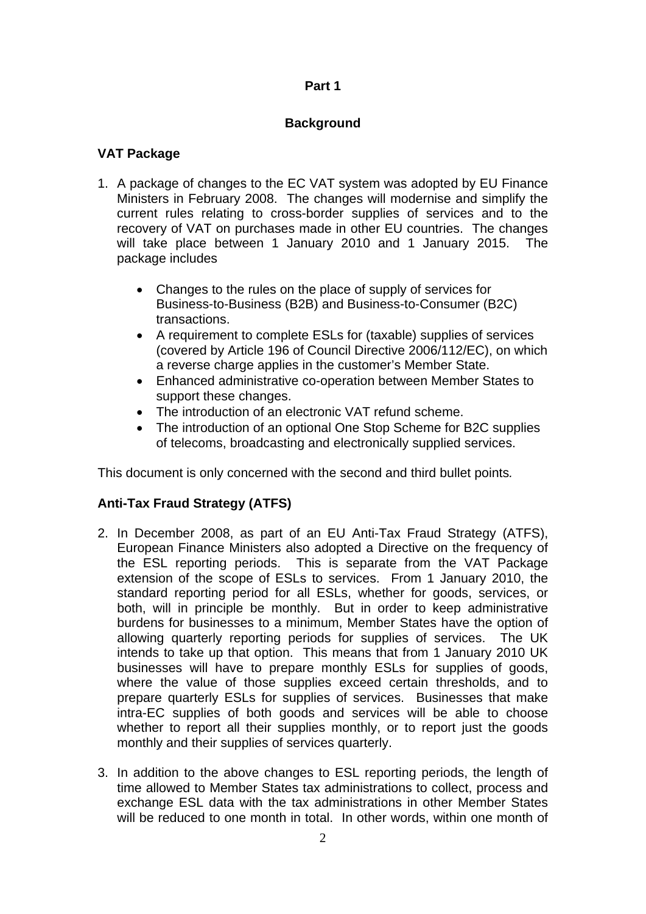## Part 1

## Background

### VAT Package

1. A package of changes to the EC VAT system was adopted by EU Finance Ministers in February 2008. The changes will modernise and simplify the current rules relating to cross-border supplies of services and to the recovery of VAT on purchases made in other EU countries. The changes will take place between 1 January 2010 and 1 January 2015. The package includes

    - Changes to the rules on the place of supply of services for Business-to-Business (B2B) and Business-to-Consumer (B2C) transactions.
    - A requirement to complete ESLs for (taxable) supplies of services (covered by Article 196 of Council Directive 2006/112/EC), on which a reverse charge applies in the customer's Member State.
    - Enhanced administrative co-operation between Member States to support these changes.
    - The introduction of an electronic VAT refund scheme.
    - The introduction of an optional One Stop Scheme for B2C supplies of telecoms, broadcasting and electronically supplied services.

This document is only concerned with the second and third bullet points*.*

### Anti-Tax Fraud Strategy (ATFS)

2. In December 2008, as part of an EU Anti-Tax Fraud Strategy (ATFS), European Finance Ministers also adopted a Directive on the frequency of the ESL reporting periods. This is separate from the VAT Package extension of the scope of ESLs to services. From 1 January 2010, the standard reporting period for all ESLs, whether for goods, services, or both, will in principle be monthly. But in order to keep administrative burdens for businesses to a minimum, Member States have the option of allowing quarterly reporting periods for supplies of services. The UK intends to take up that option. This means that from 1 January 2010 UK businesses will have to prepare monthly ESLs for supplies of goods, where the value of those supplies exceed certain thresholds, and to prepare quarterly ESLs for supplies of services. Businesses that make intra-EC supplies of both goods and services will be able to choose whether to report all their supplies monthly, or to report just the goods monthly and their supplies of services quarterly.

3. In addition to the above changes to ESL reporting periods, the length of time allowed to Member States tax administrations to collect, process and exchange ESL data with the tax administrations in other Member States will be reduced to one month in total. In other words, within one month of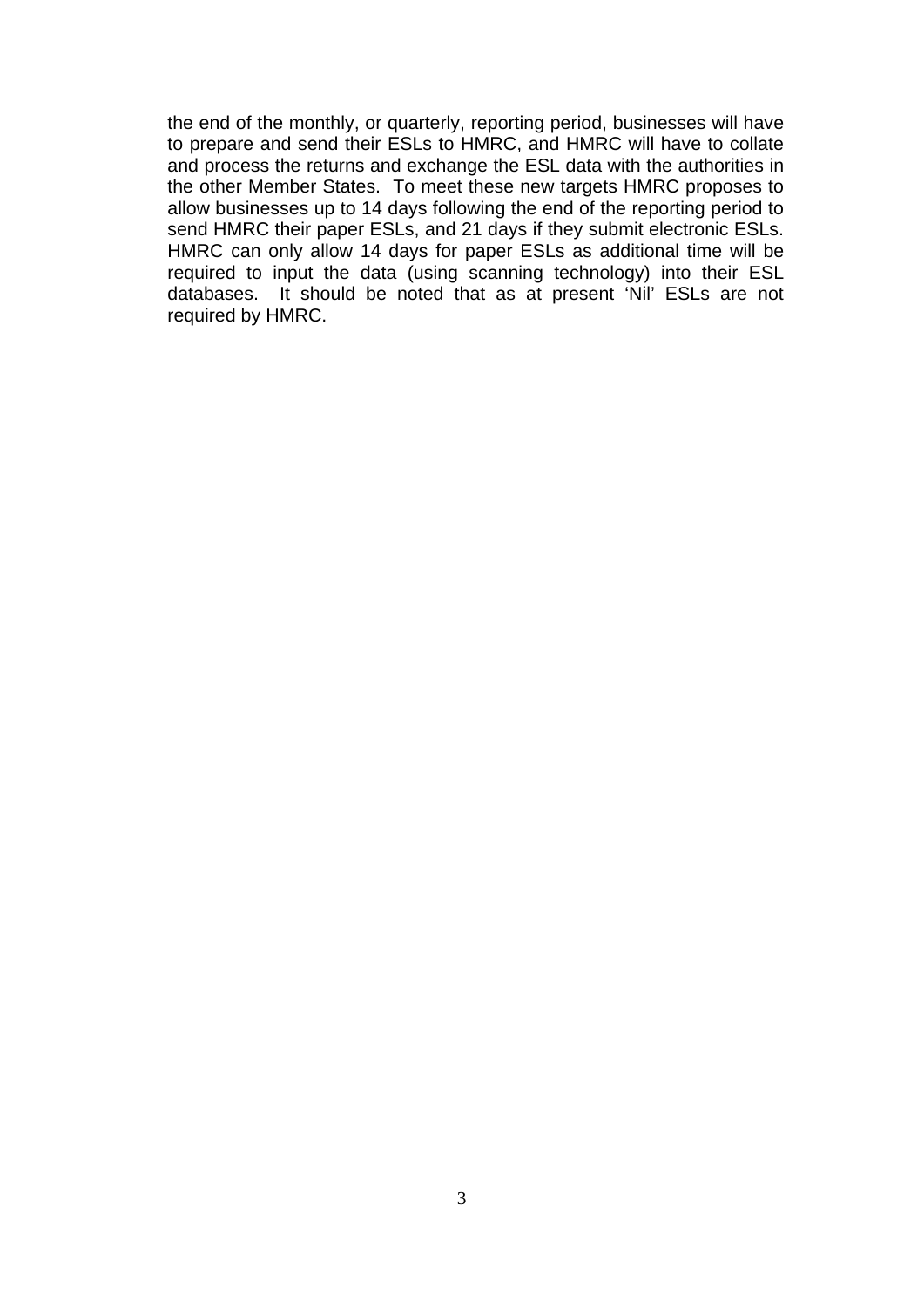the end of the monthly, or quarterly, reporting period, businesses will have to prepare and send their ESLs to HMRC, and HMRC will have to collate and process the returns and exchange the ESL data with the authorities in the other Member States. To meet these new targets HMRC proposes to allow businesses up to 14 days following the end of the reporting period to send HMRC their paper ESLs, and 21 days if they submit electronic ESLs. HMRC can only allow 14 days for paper ESLs as additional time will be required to input the data (using scanning technology) into their ESL databases. It should be noted that as at present 'Nil' ESLs are not required by HMRC.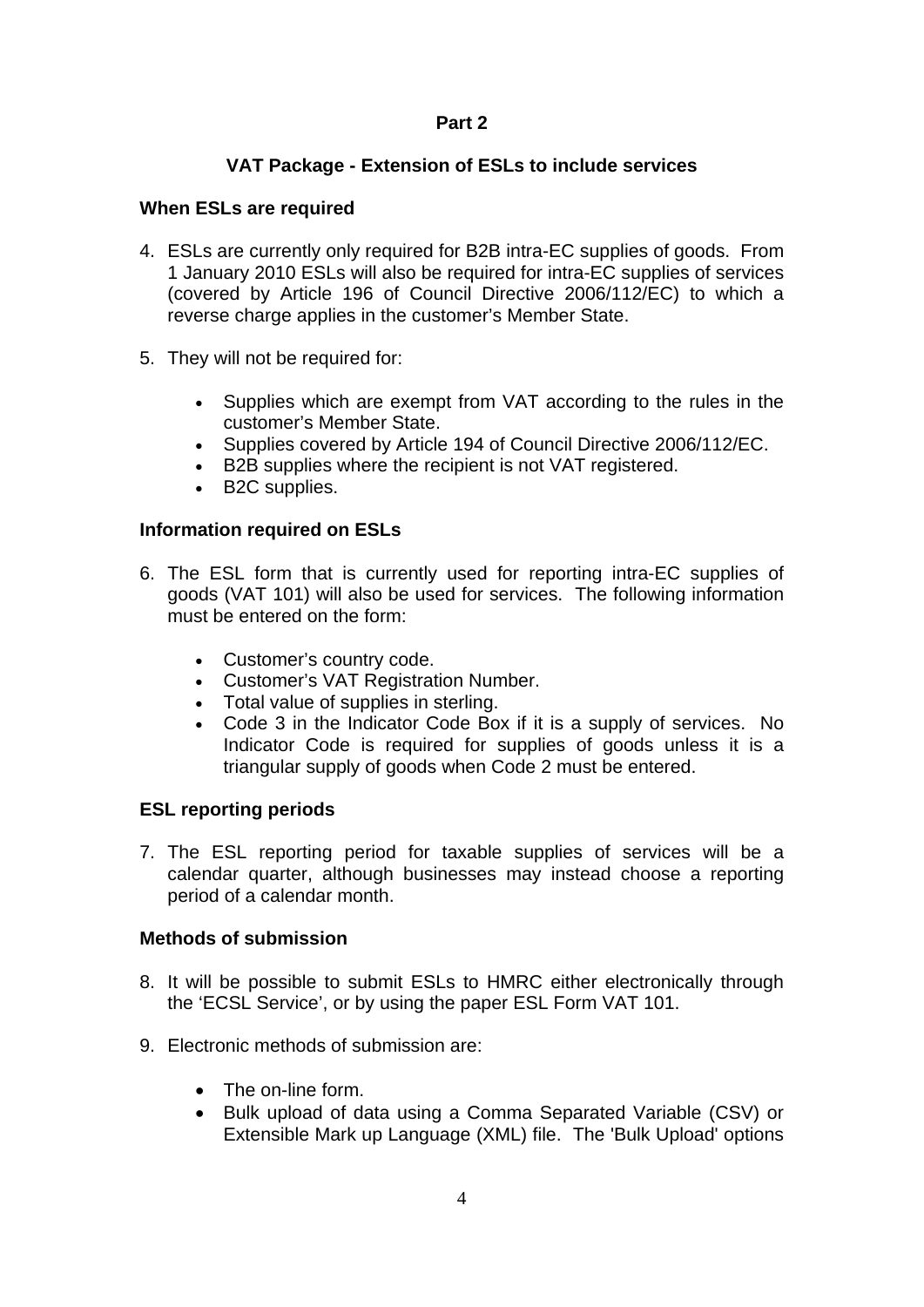**Part 2**

**VAT Package - Extension of ESLs to include services**

**When ESLs are required**

4. ESLs are currently only required for B2B intra-EC supplies of goods. From 1 January 2010 ESLs will also be required for intra-EC supplies of services (covered by Article 196 of Council Directive 2006/112/EC) to which a reverse charge applies in the customer's Member State.

5. They will not be required for:

   - Supplies which are exempt from VAT according to the rules in the customer's Member State.
   - Supplies covered by Article 194 of Council Directive 2006/112/EC.
   - B2B supplies where the recipient is not VAT registered.
   - B2C supplies.

**Information required on ESLs**

6. The ESL form that is currently used for reporting intra-EC supplies of goods (VAT 101) will also be used for services. The following information must be entered on the form:

   - Customer's country code.
   - Customer's VAT Registration Number.
   - Total value of supplies in sterling.
   - Code 3 in the Indicator Code Box if it is a supply of services. No Indicator Code is required for supplies of goods unless it is a triangular supply of goods when Code 2 must be entered.

**ESL reporting periods**

7. The ESL reporting period for taxable supplies of services will be a calendar quarter, although businesses may instead choose a reporting period of a calendar month.

**Methods of submission**

8. It will be possible to submit ESLs to HMRC either electronically through the 'ECSL Service', or by using the paper ESL Form VAT 101.

9. Electronic methods of submission are:

   - The on-line form.
   - Bulk upload of data using a Comma Separated Variable (CSV) or Extensible Mark up Language (XML) file. The 'Bulk Upload' options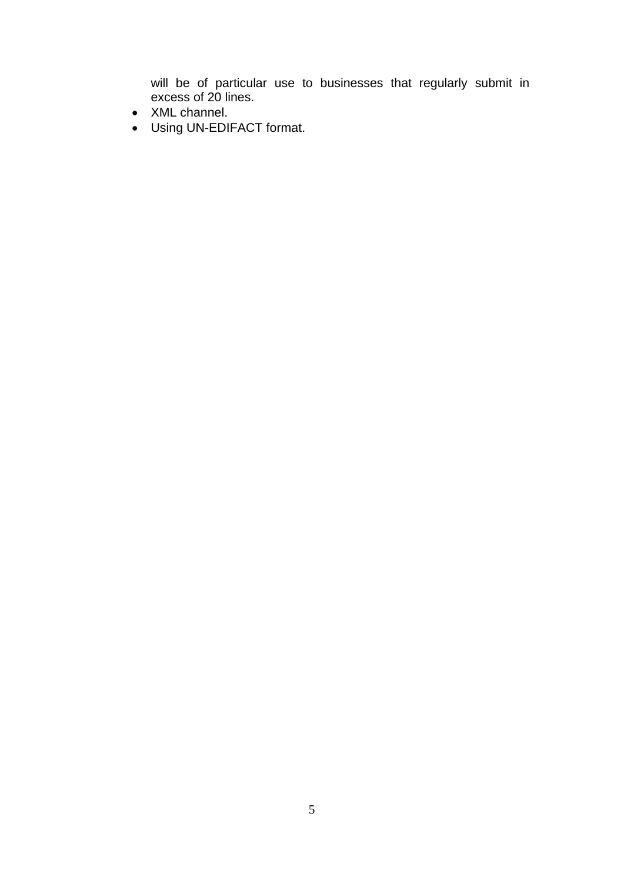will be of particular use to businesses that regularly submit in excess of 20 lines.

- XML channel.
- Using UN-EDIFACT format.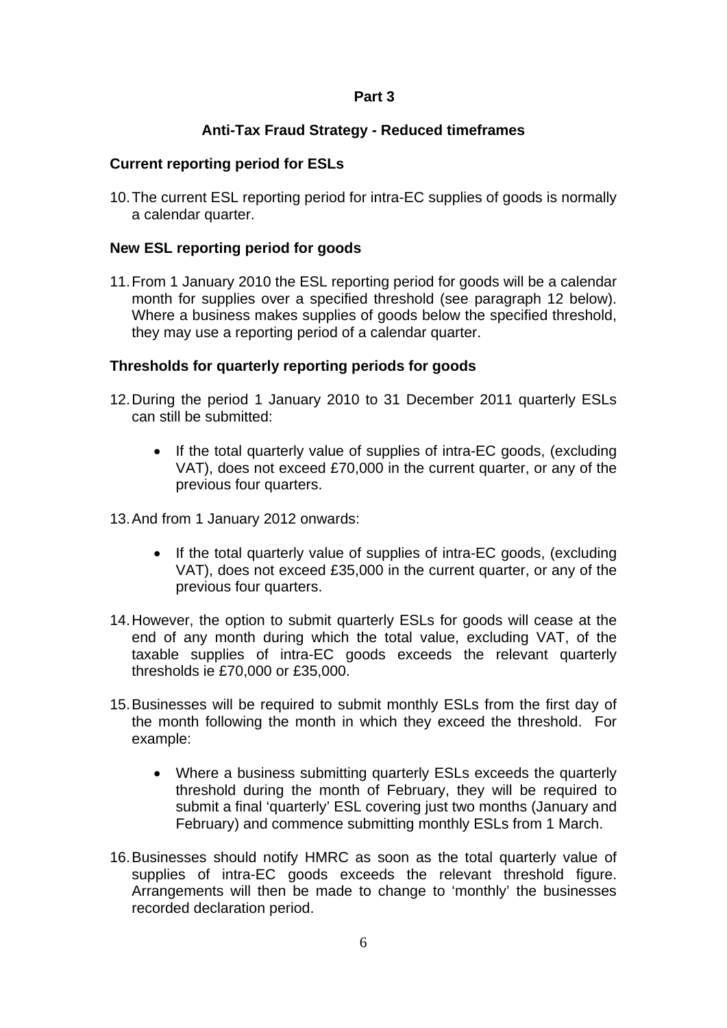## Part 3

## Anti-Tax Fraud Strategy - Reduced timeframes

### Current reporting period for ESLs

10. The current ESL reporting period for intra-EC supplies of goods is normally a calendar quarter.

### New ESL reporting period for goods

11. From 1 January 2010 the ESL reporting period for goods will be a calendar month for supplies over a specified threshold (see paragraph 12 below). Where a business makes supplies of goods below the specified threshold, they may use a reporting period of a calendar quarter.

### Thresholds for quarterly reporting periods for goods

12. During the period 1 January 2010 to 31 December 2011 quarterly ESLs can still be submitted:

    - If the total quarterly value of supplies of intra-EC goods, (excluding VAT), does not exceed £70,000 in the current quarter, or any of the previous four quarters.

13. And from 1 January 2012 onwards:

    - If the total quarterly value of supplies of intra-EC goods, (excluding VAT), does not exceed £35,000 in the current quarter, or any of the previous four quarters.

14. However, the option to submit quarterly ESLs for goods will cease at the end of any month during which the total value, excluding VAT, of the taxable supplies of intra-EC goods exceeds the relevant quarterly thresholds ie £70,000 or £35,000.

15. Businesses will be required to submit monthly ESLs from the first day of the month following the month in which they exceed the threshold. For example:

    - Where a business submitting quarterly ESLs exceeds the quarterly threshold during the month of February, they will be required to submit a final 'quarterly' ESL covering just two months (January and February) and commence submitting monthly ESLs from 1 March.

16. Businesses should notify HMRC as soon as the total quarterly value of supplies of intra-EC goods exceeds the relevant threshold figure. Arrangements will then be made to change to 'monthly' the businesses recorded declaration period.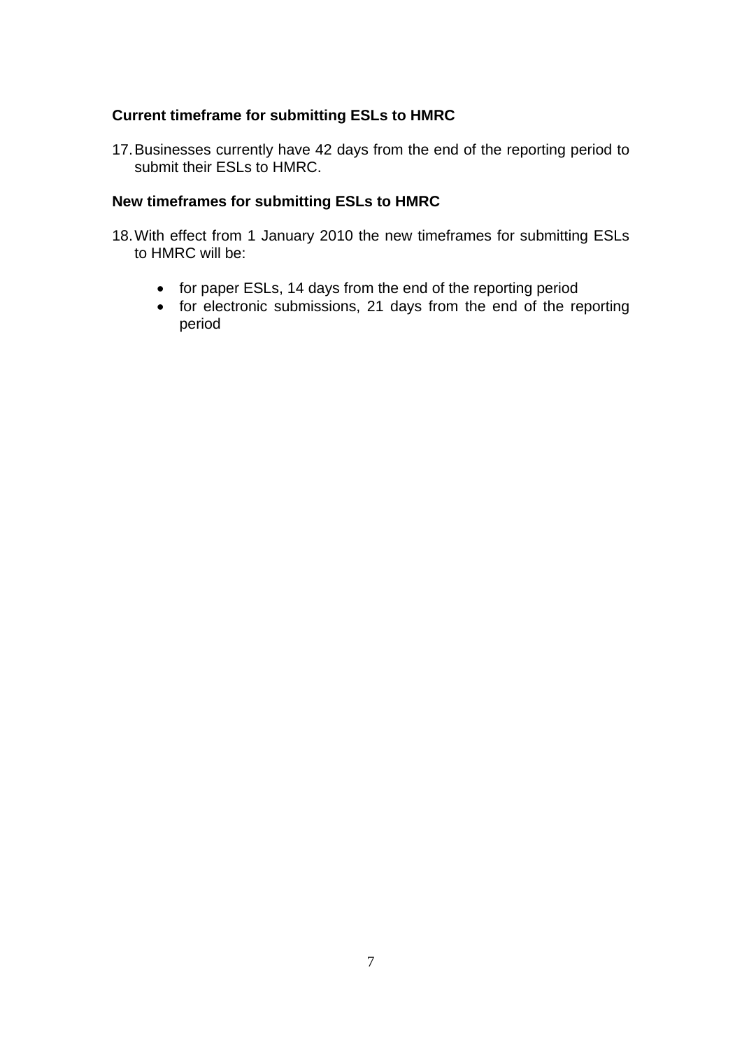**Current timeframe for submitting ESLs to HMRC**

17. Businesses currently have 42 days from the end of the reporting period to submit their ESLs to HMRC.

**New timeframes for submitting ESLs to HMRC**

18. With effect from 1 January 2010 the new timeframes for submitting ESLs to HMRC will be:

    - for paper ESLs, 14 days from the end of the reporting period
    - for electronic submissions, 21 days from the end of the reporting period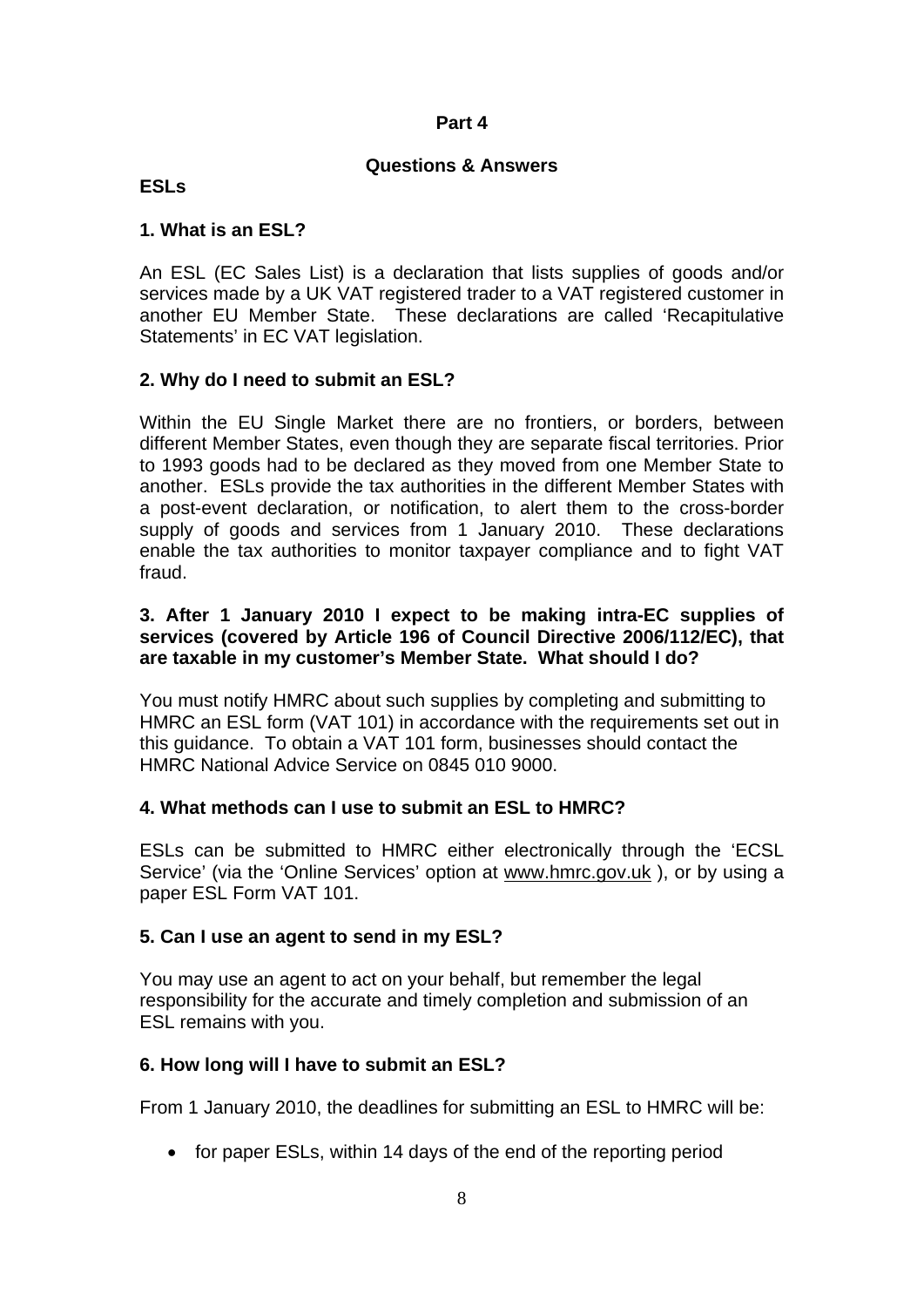## Part 4

### Questions & Answers

### ESLs

**1. What is an ESL?**

An ESL (EC Sales List) is a declaration that lists supplies of goods and/or services made by a UK VAT registered trader to a VAT registered customer in another EU Member State. These declarations are called 'Recapitulative Statements' in EC VAT legislation.

**2. Why do I need to submit an ESL?**

Within the EU Single Market there are no frontiers, or borders, between different Member States, even though they are separate fiscal territories. Prior to 1993 goods had to be declared as they moved from one Member State to another. ESLs provide the tax authorities in the different Member States with a post-event declaration, or notification, to alert them to the cross-border supply of goods and services from 1 January 2010. These declarations enable the tax authorities to monitor taxpayer compliance and to fight VAT fraud.

**3. After 1 January 2010 I expect to be making intra-EC supplies of services (covered by Article 196 of Council Directive 2006/112/EC), that are taxable in my customer's Member State. What should I do?**

You must notify HMRC about such supplies by completing and submitting to HMRC an ESL form (VAT 101) in accordance with the requirements set out in this guidance. To obtain a VAT 101 form, businesses should contact the HMRC National Advice Service on 0845 010 9000.

**4. What methods can I use to submit an ESL to HMRC?**

ESLs can be submitted to HMRC either electronically through the 'ECSL Service' (via the 'Online Services' option at www.hmrc.gov.uk ), or by using a paper ESL Form VAT 101.

**5. Can I use an agent to send in my ESL?**

You may use an agent to act on your behalf, but remember the legal responsibility for the accurate and timely completion and submission of an ESL remains with you.

**6. How long will I have to submit an ESL?**

From 1 January 2010, the deadlines for submitting an ESL to HMRC will be:

- for paper ESLs, within 14 days of the end of the reporting period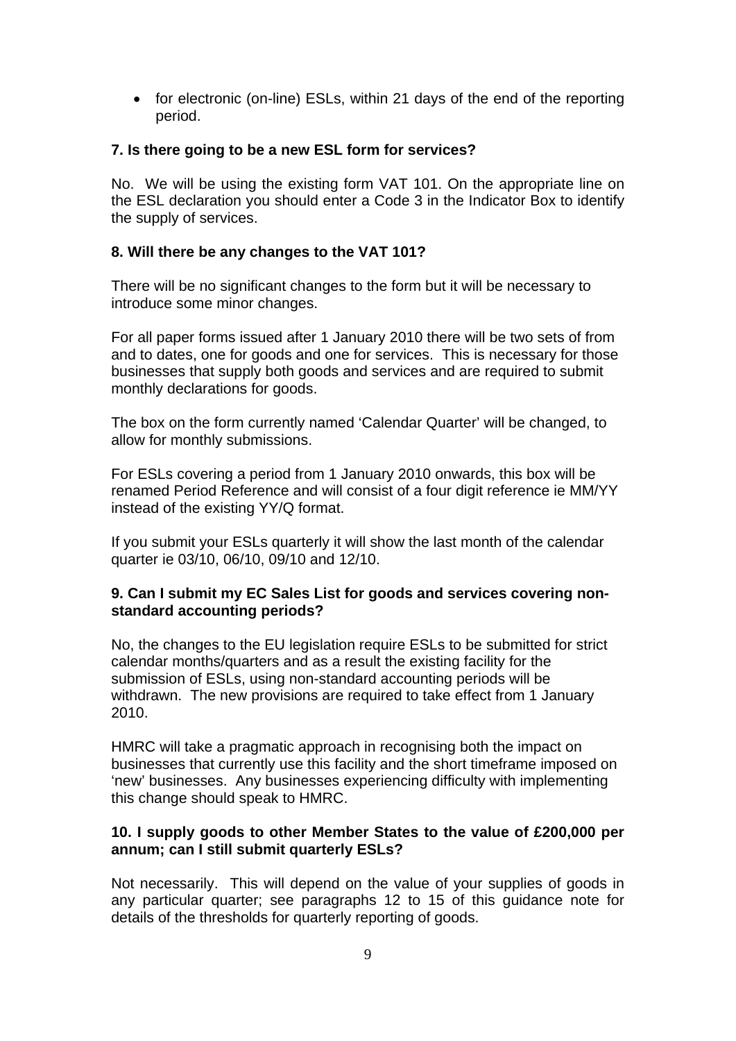- for electronic (on-line) ESLs, within 21 days of the end of the reporting period.

**7. Is there going to be a new ESL form for services?**

No. We will be using the existing form VAT 101. On the appropriate line on the ESL declaration you should enter a Code 3 in the Indicator Box to identify the supply of services.

**8. Will there be any changes to the VAT 101?**

There will be no significant changes to the form but it will be necessary to introduce some minor changes.

For all paper forms issued after 1 January 2010 there will be two sets of from and to dates, one for goods and one for services. This is necessary for those businesses that supply both goods and services and are required to submit monthly declarations for goods.

The box on the form currently named 'Calendar Quarter' will be changed, to allow for monthly submissions.

For ESLs covering a period from 1 January 2010 onwards, this box will be renamed Period Reference and will consist of a four digit reference ie MM/YY instead of the existing YY/Q format.

If you submit your ESLs quarterly it will show the last month of the calendar quarter ie 03/10, 06/10, 09/10 and 12/10.

**9. Can I submit my EC Sales List for goods and services covering non-standard accounting periods?**

No, the changes to the EU legislation require ESLs to be submitted for strict calendar months/quarters and as a result the existing facility for the submission of ESLs, using non-standard accounting periods will be withdrawn. The new provisions are required to take effect from 1 January 2010.

HMRC will take a pragmatic approach in recognising both the impact on businesses that currently use this facility and the short timeframe imposed on 'new' businesses. Any businesses experiencing difficulty with implementing this change should speak to HMRC.

**10. I supply goods to other Member States to the value of £200,000 per annum; can I still submit quarterly ESLs?**

Not necessarily. This will depend on the value of your supplies of goods in any particular quarter; see paragraphs 12 to 15 of this guidance note for details of the thresholds for quarterly reporting of goods.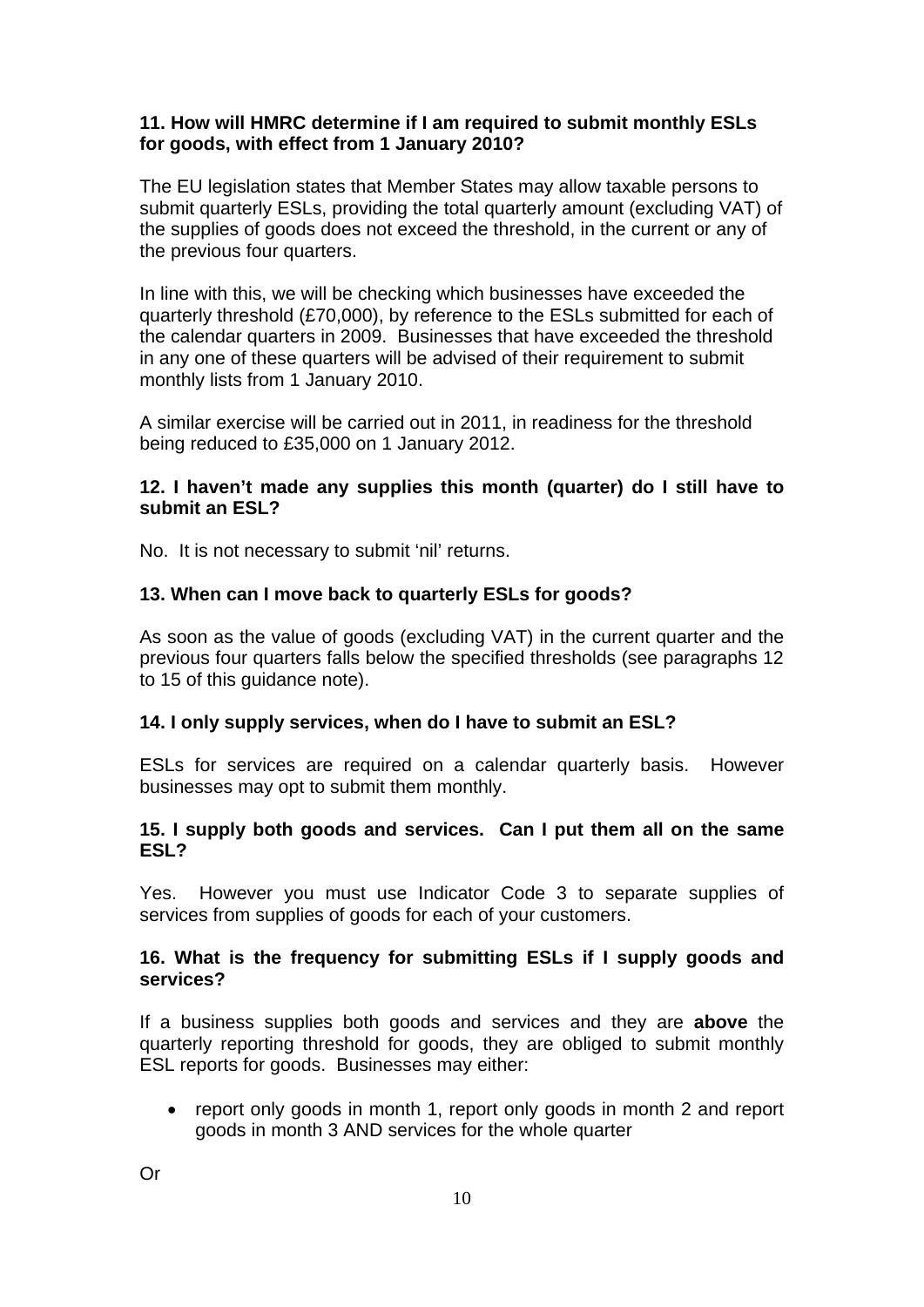**11. How will HMRC determine if I am required to submit monthly ESLs for goods, with effect from 1 January 2010?**

The EU legislation states that Member States may allow taxable persons to submit quarterly ESLs, providing the total quarterly amount (excluding VAT) of the supplies of goods does not exceed the threshold, in the current or any of the previous four quarters.

In line with this, we will be checking which businesses have exceeded the quarterly threshold (£70,000), by reference to the ESLs submitted for each of the calendar quarters in 2009. Businesses that have exceeded the threshold in any one of these quarters will be advised of their requirement to submit monthly lists from 1 January 2010.

A similar exercise will be carried out in 2011, in readiness for the threshold being reduced to £35,000 on 1 January 2012.

**12. I haven't made any supplies this month (quarter) do I still have to submit an ESL?**

No. It is not necessary to submit 'nil' returns.

**13. When can I move back to quarterly ESLs for goods?**

As soon as the value of goods (excluding VAT) in the current quarter and the previous four quarters falls below the specified thresholds (see paragraphs 12 to 15 of this guidance note).

**14. I only supply services, when do I have to submit an ESL?**

ESLs for services are required on a calendar quarterly basis. However businesses may opt to submit them monthly.

**15. I supply both goods and services. Can I put them all on the same ESL?**

Yes. However you must use Indicator Code 3 to separate supplies of services from supplies of goods for each of your customers.

**16. What is the frequency for submitting ESLs if I supply goods and services?**

If a business supplies both goods and services and they are **above** the quarterly reporting threshold for goods, they are obliged to submit monthly ESL reports for goods. Businesses may either:

- report only goods in month 1, report only goods in month 2 and report goods in month 3 AND services for the whole quarter

Or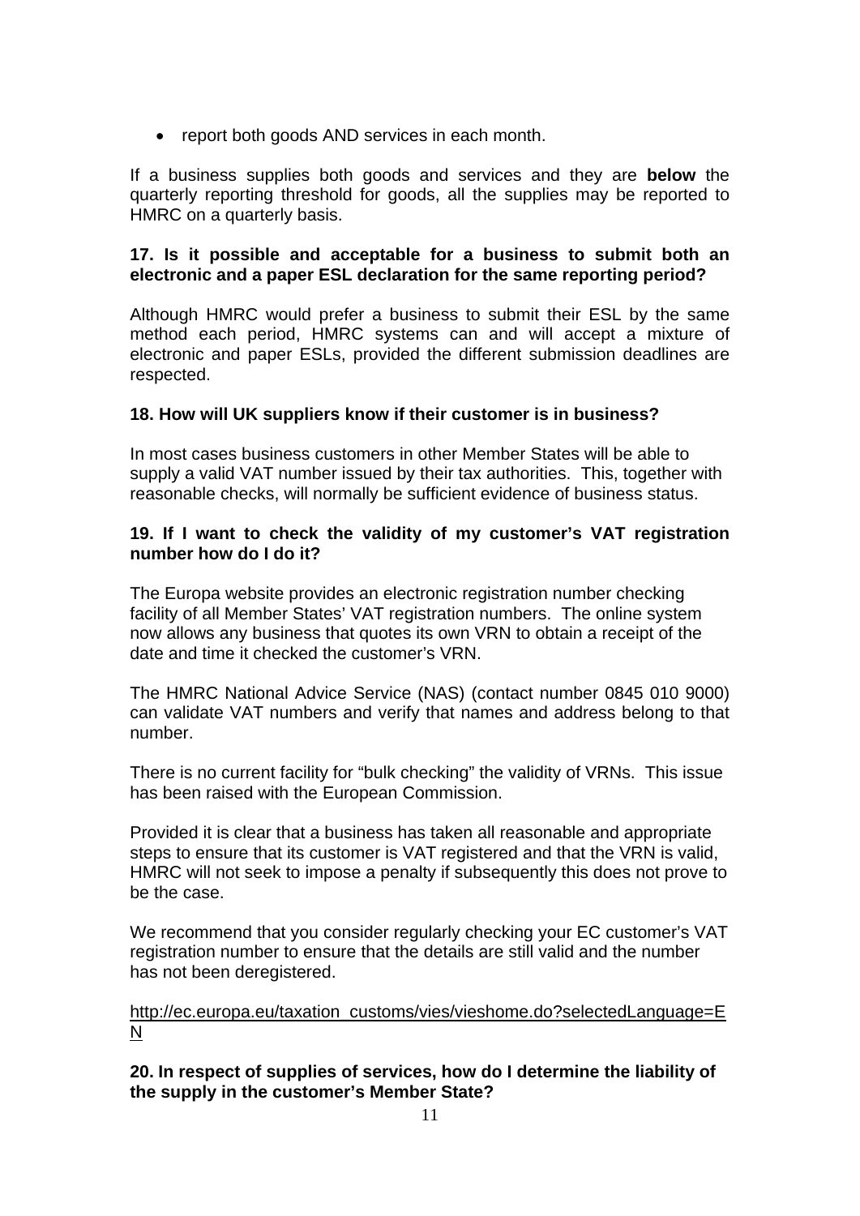- report both goods AND services in each month.

If a business supplies both goods and services and they are **below** the quarterly reporting threshold for goods, all the supplies may be reported to HMRC on a quarterly basis.

**17. Is it possible and acceptable for a business to submit both an electronic and a paper ESL declaration for the same reporting period?**

Although HMRC would prefer a business to submit their ESL by the same method each period, HMRC systems can and will accept a mixture of electronic and paper ESLs, provided the different submission deadlines are respected.

**18. How will UK suppliers know if their customer is in business?**

In most cases business customers in other Member States will be able to supply a valid VAT number issued by their tax authorities. This, together with reasonable checks, will normally be sufficient evidence of business status.

**19. If I want to check the validity of my customer's VAT registration number how do I do it?**

The Europa website provides an electronic registration number checking facility of all Member States' VAT registration numbers. The online system now allows any business that quotes its own VRN to obtain a receipt of the date and time it checked the customer's VRN.

The HMRC National Advice Service (NAS) (contact number 0845 010 9000) can validate VAT numbers and verify that names and address belong to that number.

There is no current facility for "bulk checking" the validity of VRNs. This issue has been raised with the European Commission.

Provided it is clear that a business has taken all reasonable and appropriate steps to ensure that its customer is VAT registered and that the VRN is valid, HMRC will not seek to impose a penalty if subsequently this does not prove to be the case.

We recommend that you consider regularly checking your EC customer's VAT registration number to ensure that the details are still valid and the number has not been deregistered.

http://ec.europa.eu/taxation_customs/vies/vieshome.do?selectedLanguage=EN

**20. In respect of supplies of services, how do I determine the liability of the supply in the customer's Member State?**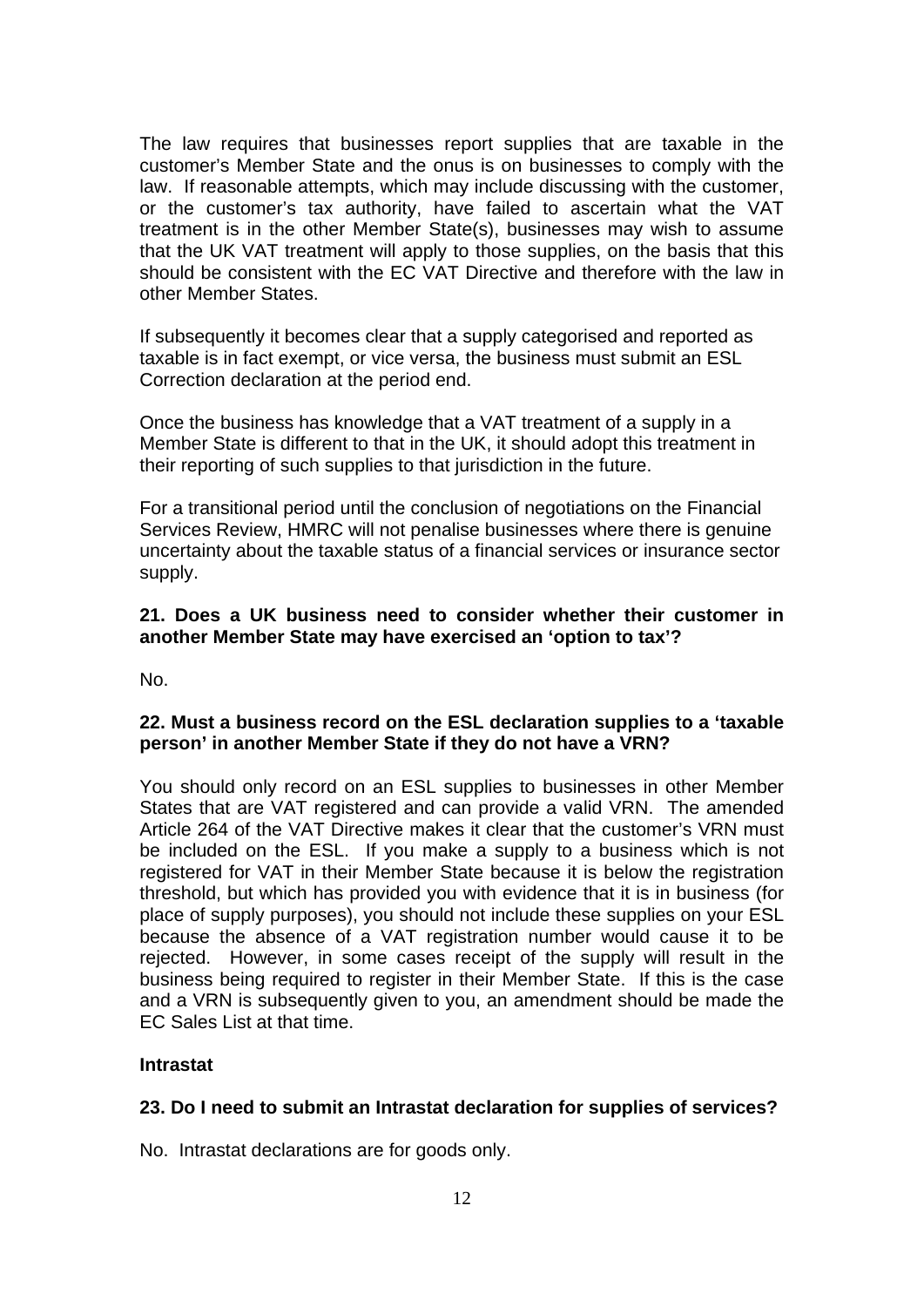The law requires that businesses report supplies that are taxable in the customer's Member State and the onus is on businesses to comply with the law. If reasonable attempts, which may include discussing with the customer, or the customer's tax authority, have failed to ascertain what the VAT treatment is in the other Member State(s), businesses may wish to assume that the UK VAT treatment will apply to those supplies, on the basis that this should be consistent with the EC VAT Directive and therefore with the law in other Member States.

If subsequently it becomes clear that a supply categorised and reported as taxable is in fact exempt, or vice versa, the business must submit an ESL Correction declaration at the period end.

Once the business has knowledge that a VAT treatment of a supply in a Member State is different to that in the UK, it should adopt this treatment in their reporting of such supplies to that jurisdiction in the future.

For a transitional period until the conclusion of negotiations on the Financial Services Review, HMRC will not penalise businesses where there is genuine uncertainty about the taxable status of a financial services or insurance sector supply.

**21. Does a UK business need to consider whether their customer in another Member State may have exercised an 'option to tax'?**

No.

**22. Must a business record on the ESL declaration supplies to a 'taxable person' in another Member State if they do not have a VRN?**

You should only record on an ESL supplies to businesses in other Member States that are VAT registered and can provide a valid VRN. The amended Article 264 of the VAT Directive makes it clear that the customer's VRN must be included on the ESL. If you make a supply to a business which is not registered for VAT in their Member State because it is below the registration threshold, but which has provided you with evidence that it is in business (for place of supply purposes), you should not include these supplies on your ESL because the absence of a VAT registration number would cause it to be rejected. However, in some cases receipt of the supply will result in the business being required to register in their Member State. If this is the case and a VRN is subsequently given to you, an amendment should be made the EC Sales List at that time.

**Intrastat**

**23. Do I need to submit an Intrastat declaration for supplies of services?**

No. Intrastat declarations are for goods only.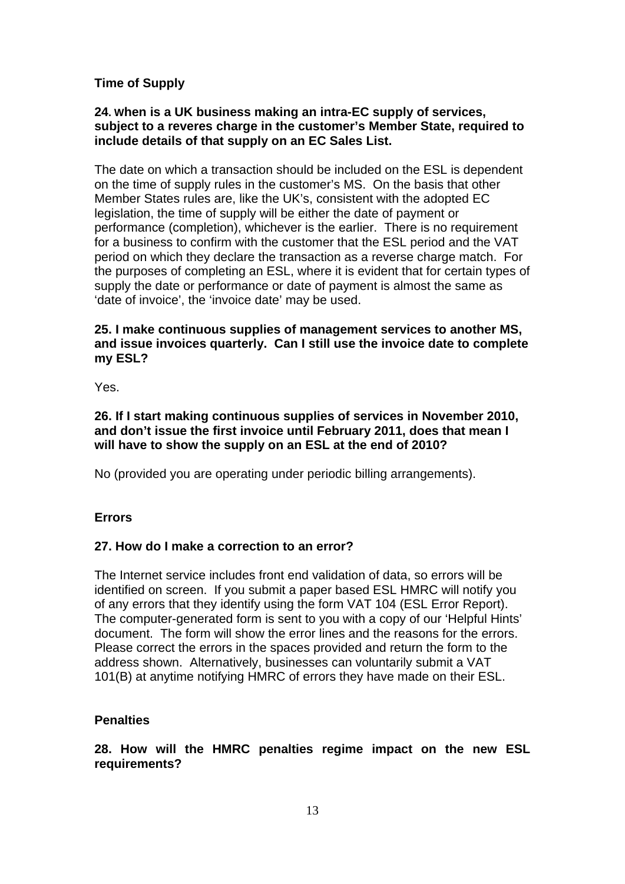## Time of Supply

**24. when is a UK business making an intra-EC supply of services, subject to a reveres charge in the customer's Member State, required to include details of that supply on an EC Sales List.**

The date on which a transaction should be included on the ESL is dependent on the time of supply rules in the customer's MS. On the basis that other Member States rules are, like the UK's, consistent with the adopted EC legislation, the time of supply will be either the date of payment or performance (completion), whichever is the earlier. There is no requirement for a business to confirm with the customer that the ESL period and the VAT period on which they declare the transaction as a reverse charge match. For the purposes of completing an ESL, where it is evident that for certain types of supply the date or performance or date of payment is almost the same as 'date of invoice', the 'invoice date' may be used.

**25. I make continuous supplies of management services to another MS, and issue invoices quarterly. Can I still use the invoice date to complete my ESL?**

Yes.

**26. If I start making continuous supplies of services in November 2010, and don't issue the first invoice until February 2011, does that mean I will have to show the supply on an ESL at the end of 2010?**

No (provided you are operating under periodic billing arrangements).

## Errors

**27. How do I make a correction to an error?**

The Internet service includes front end validation of data, so errors will be identified on screen. If you submit a paper based ESL HMRC will notify you of any errors that they identify using the form VAT 104 (ESL Error Report). The computer-generated form is sent to you with a copy of our 'Helpful Hints' document. The form will show the error lines and the reasons for the errors. Please correct the errors in the spaces provided and return the form to the address shown. Alternatively, businesses can voluntarily submit a VAT 101(B) at anytime notifying HMRC of errors they have made on their ESL.

## Penalties

**28. How will the HMRC penalties regime impact on the new ESL requirements?**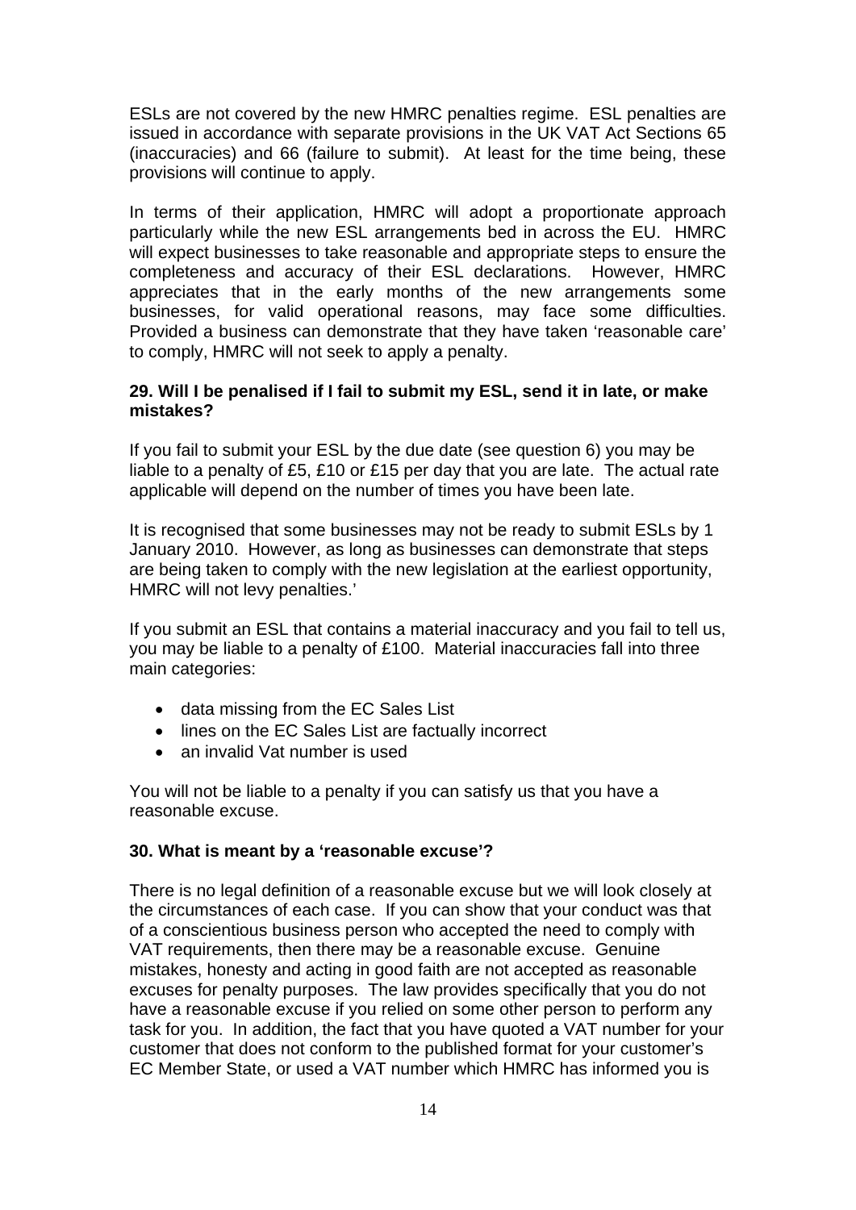ESLs are not covered by the new HMRC penalties regime. ESL penalties are issued in accordance with separate provisions in the UK VAT Act Sections 65 (inaccuracies) and 66 (failure to submit). At least for the time being, these provisions will continue to apply.

In terms of their application, HMRC will adopt a proportionate approach particularly while the new ESL arrangements bed in across the EU. HMRC will expect businesses to take reasonable and appropriate steps to ensure the completeness and accuracy of their ESL declarations. However, HMRC appreciates that in the early months of the new arrangements some businesses, for valid operational reasons, may face some difficulties. Provided a business can demonstrate that they have taken 'reasonable care' to comply, HMRC will not seek to apply a penalty.

**29. Will I be penalised if I fail to submit my ESL, send it in late, or make mistakes?**

If you fail to submit your ESL by the due date (see question 6) you may be liable to a penalty of £5, £10 or £15 per day that you are late. The actual rate applicable will depend on the number of times you have been late.

It is recognised that some businesses may not be ready to submit ESLs by 1 January 2010. However, as long as businesses can demonstrate that steps are being taken to comply with the new legislation at the earliest opportunity, HMRC will not levy penalties.'

If you submit an ESL that contains a material inaccuracy and you fail to tell us, you may be liable to a penalty of £100. Material inaccuracies fall into three main categories:

- data missing from the EC Sales List
- lines on the EC Sales List are factually incorrect
- an invalid Vat number is used

You will not be liable to a penalty if you can satisfy us that you have a reasonable excuse.

**30. What is meant by a 'reasonable excuse'?**

There is no legal definition of a reasonable excuse but we will look closely at the circumstances of each case. If you can show that your conduct was that of a conscientious business person who accepted the need to comply with VAT requirements, then there may be a reasonable excuse. Genuine mistakes, honesty and acting in good faith are not accepted as reasonable excuses for penalty purposes. The law provides specifically that you do not have a reasonable excuse if you relied on some other person to perform any task for you. In addition, the fact that you have quoted a VAT number for your customer that does not conform to the published format for your customer's EC Member State, or used a VAT number which HMRC has informed you is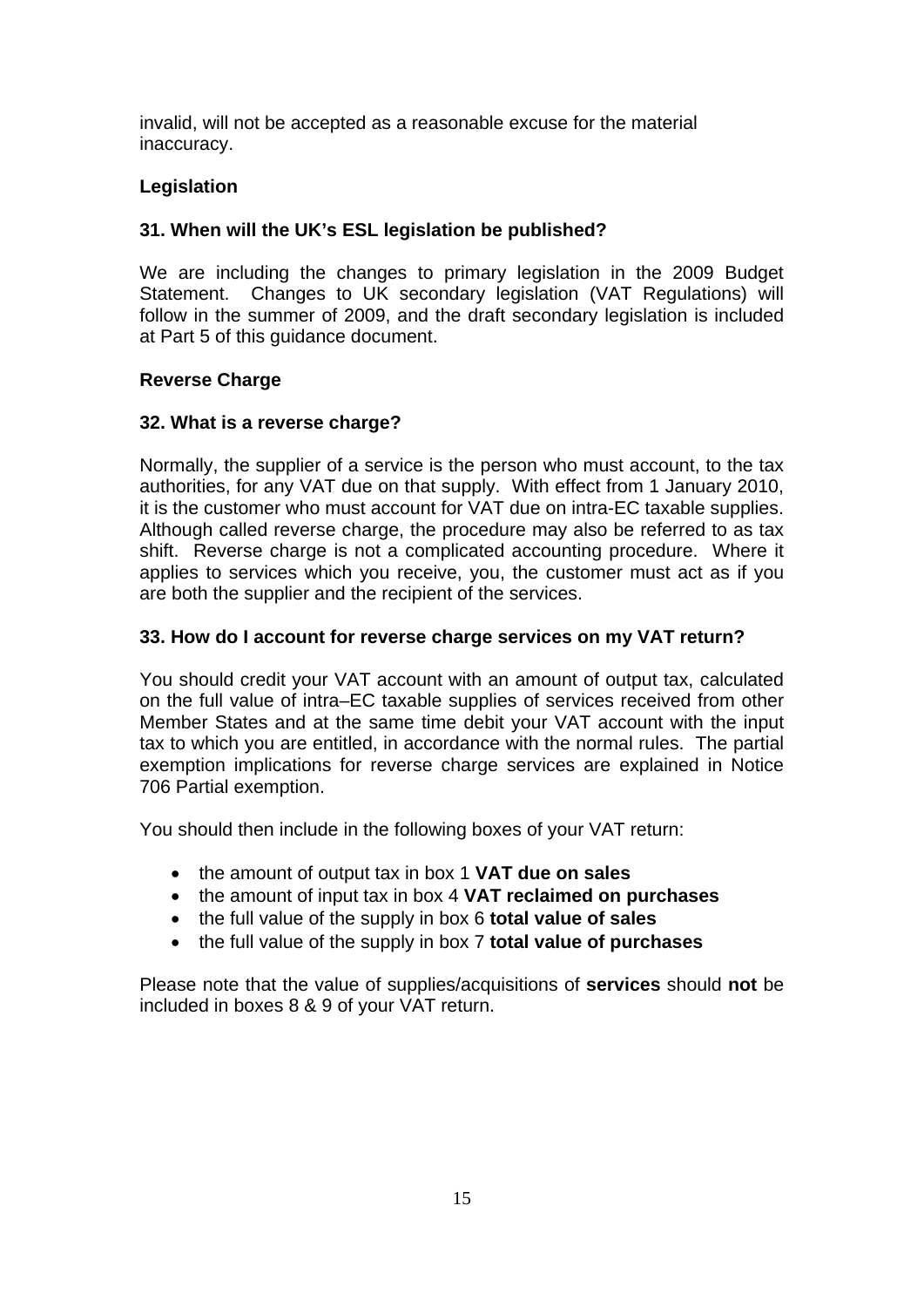invalid, will not be accepted as a reasonable excuse for the material inaccuracy.

## Legislation

### 31. When will the UK's ESL legislation be published?

We are including the changes to primary legislation in the 2009 Budget Statement. Changes to UK secondary legislation (VAT Regulations) will follow in the summer of 2009, and the draft secondary legislation is included at Part 5 of this guidance document.

## Reverse Charge

### 32. What is a reverse charge?

Normally, the supplier of a service is the person who must account, to the tax authorities, for any VAT due on that supply. With effect from 1 January 2010, it is the customer who must account for VAT due on intra-EC taxable supplies. Although called reverse charge, the procedure may also be referred to as tax shift. Reverse charge is not a complicated accounting procedure. Where it applies to services which you receive, you, the customer must act as if you are both the supplier and the recipient of the services.

### 33. How do I account for reverse charge services on my VAT return?

You should credit your VAT account with an amount of output tax, calculated on the full value of intra–EC taxable supplies of services received from other Member States and at the same time debit your VAT account with the input tax to which you are entitled, in accordance with the normal rules. The partial exemption implications for reverse charge services are explained in Notice 706 Partial exemption.

You should then include in the following boxes of your VAT return:

- the amount of output tax in box 1 **VAT due on sales**
- the amount of input tax in box 4 **VAT reclaimed on purchases**
- the full value of the supply in box 6 **total value of sales**
- the full value of the supply in box 7 **total value of purchases**

Please note that the value of supplies/acquisitions of **services** should **not** be included in boxes 8 & 9 of your VAT return.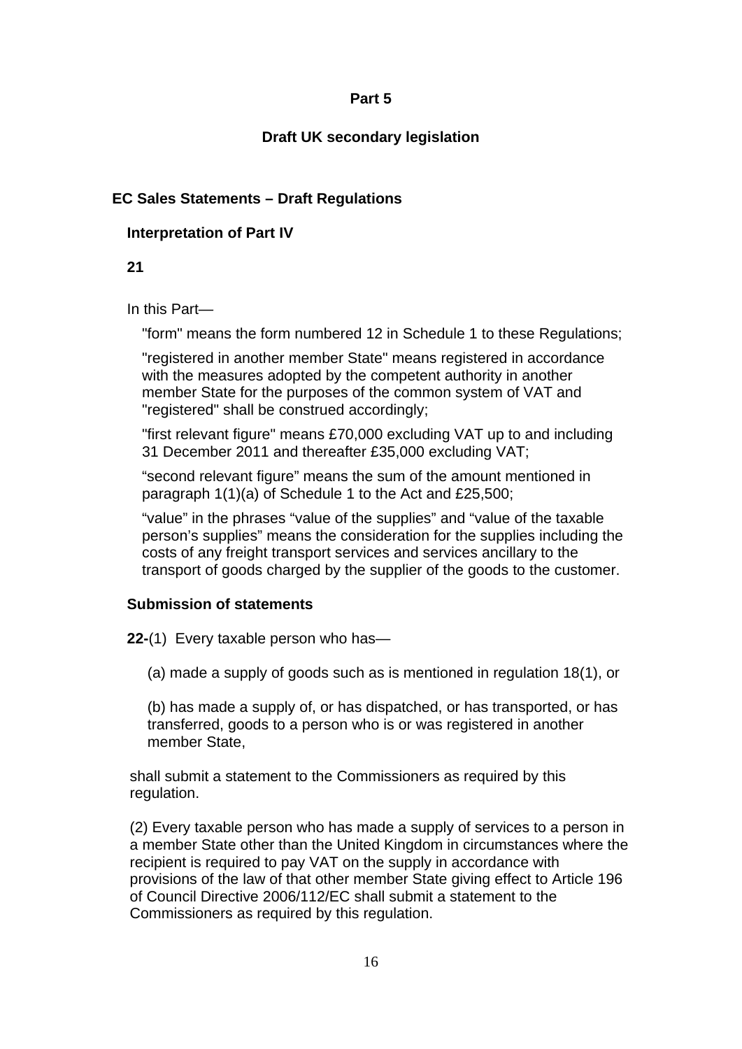## Part 5

## Draft UK secondary legislation

### EC Sales Statements – Draft Regulations

**Interpretation of Part IV**

**21**

In this Part—

"form" means the form numbered 12 in Schedule 1 to these Regulations;

"registered in another member State" means registered in accordance with the measures adopted by the competent authority in another member State for the purposes of the common system of VAT and "registered" shall be construed accordingly;

"first relevant figure" means £70,000 excluding VAT up to and including 31 December 2011 and thereafter £35,000 excluding VAT;

"second relevant figure" means the sum of the amount mentioned in paragraph 1(1)(a) of Schedule 1 to the Act and £25,500;

"value" in the phrases "value of the supplies" and "value of the taxable person's supplies" means the consideration for the supplies including the costs of any freight transport services and services ancillary to the transport of goods charged by the supplier of the goods to the customer.

**Submission of statements**

**22-**(1) Every taxable person who has—

(a) made a supply of goods such as is mentioned in regulation 18(1), or

(b) has made a supply of, or has dispatched, or has transported, or has transferred, goods to a person who is or was registered in another member State,

shall submit a statement to the Commissioners as required by this regulation.

(2) Every taxable person who has made a supply of services to a person in a member State other than the United Kingdom in circumstances where the recipient is required to pay VAT on the supply in accordance with provisions of the law of that other member State giving effect to Article 196 of Council Directive 2006/112/EC shall submit a statement to the Commissioners as required by this regulation.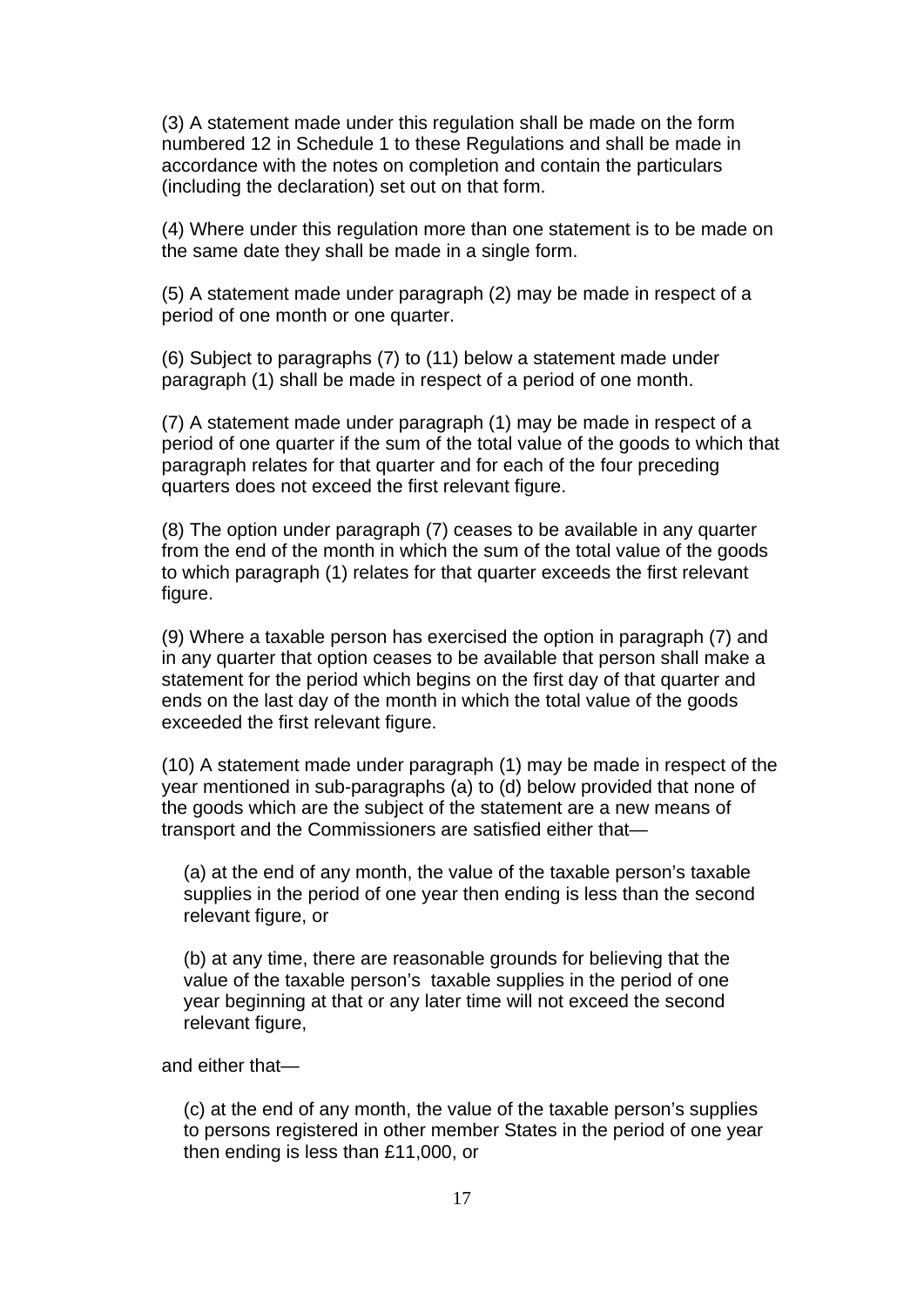(3) A statement made under this regulation shall be made on the form numbered 12 in Schedule 1 to these Regulations and shall be made in accordance with the notes on completion and contain the particulars (including the declaration) set out on that form.

(4) Where under this regulation more than one statement is to be made on the same date they shall be made in a single form.

(5) A statement made under paragraph (2) may be made in respect of a period of one month or one quarter.

(6) Subject to paragraphs (7) to (11) below a statement made under paragraph (1) shall be made in respect of a period of one month.

(7) A statement made under paragraph (1) may be made in respect of a period of one quarter if the sum of the total value of the goods to which that paragraph relates for that quarter and for each of the four preceding quarters does not exceed the first relevant figure.

(8) The option under paragraph (7) ceases to be available in any quarter from the end of the month in which the sum of the total value of the goods to which paragraph (1) relates for that quarter exceeds the first relevant figure.

(9) Where a taxable person has exercised the option in paragraph (7) and in any quarter that option ceases to be available that person shall make a statement for the period which begins on the first day of that quarter and ends on the last day of the month in which the total value of the goods exceeded the first relevant figure.

(10) A statement made under paragraph (1) may be made in respect of the year mentioned in sub-paragraphs (a) to (d) below provided that none of the goods which are the subject of the statement are a new means of transport and the Commissioners are satisfied either that—

> (a) at the end of any month, the value of the taxable person's taxable supplies in the period of one year then ending is less than the second relevant figure, or
>
> (b) at any time, there are reasonable grounds for believing that the value of the taxable person's taxable supplies in the period of one year beginning at that or any later time will not exceed the second relevant figure,

and either that—

> (c) at the end of any month, the value of the taxable person's supplies to persons registered in other member States in the period of one year then ending is less than £11,000, or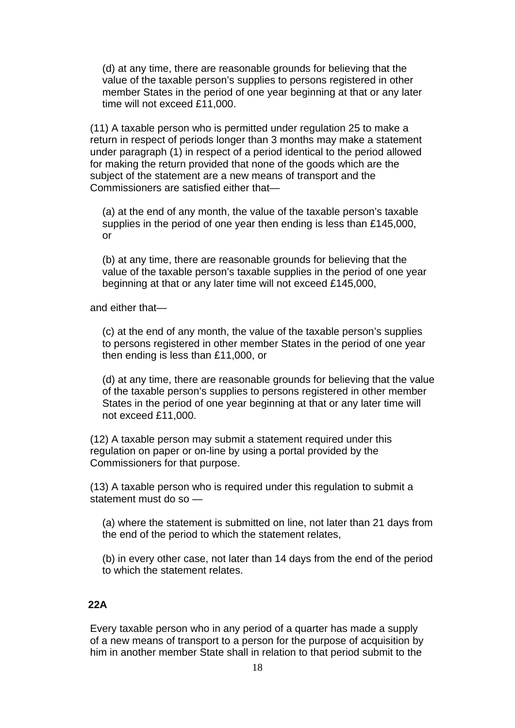(d) at any time, there are reasonable grounds for believing that the value of the taxable person's supplies to persons registered in other member States in the period of one year beginning at that or any later time will not exceed £11,000.

(11) A taxable person who is permitted under regulation 25 to make a return in respect of periods longer than 3 months may make a statement under paragraph (1) in respect of a period identical to the period allowed for making the return provided that none of the goods which are the subject of the statement are a new means of transport and the Commissioners are satisfied either that—

(a) at the end of any month, the value of the taxable person's taxable supplies in the period of one year then ending is less than £145,000, or

(b) at any time, there are reasonable grounds for believing that the value of the taxable person's taxable supplies in the period of one year beginning at that or any later time will not exceed £145,000,

and either that—

(c) at the end of any month, the value of the taxable person's supplies to persons registered in other member States in the period of one year then ending is less than £11,000, or

(d) at any time, there are reasonable grounds for believing that the value of the taxable person's supplies to persons registered in other member States in the period of one year beginning at that or any later time will not exceed £11,000.

(12) A taxable person may submit a statement required under this regulation on paper or on-line by using a portal provided by the Commissioners for that purpose.

(13) A taxable person who is required under this regulation to submit a statement must do so —

(a) where the statement is submitted on line, not later than 21 days from the end of the period to which the statement relates,

(b) in every other case, not later than 14 days from the end of the period to which the statement relates.

**22A**

Every taxable person who in any period of a quarter has made a supply of a new means of transport to a person for the purpose of acquisition by him in another member State shall in relation to that period submit to the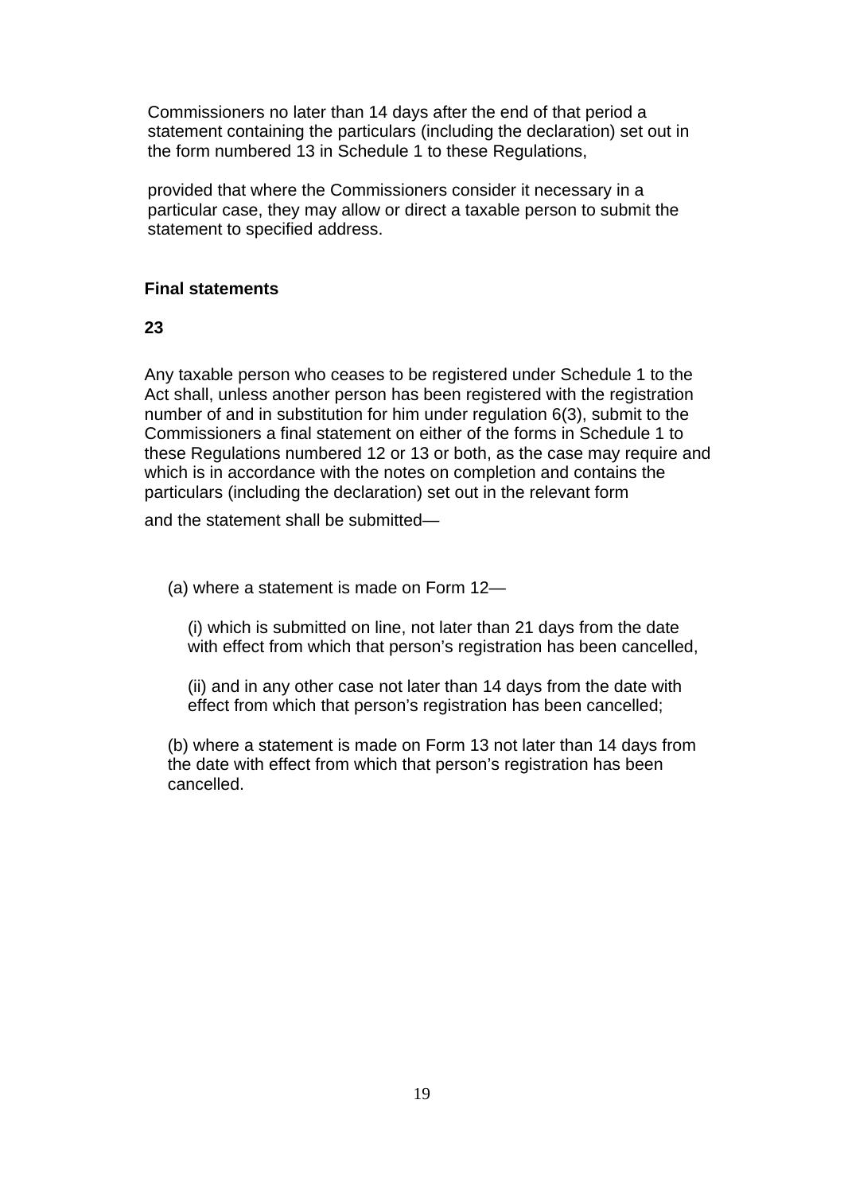Commissioners no later than 14 days after the end of that period a statement containing the particulars (including the declaration) set out in the form numbered 13 in Schedule 1 to these Regulations,

provided that where the Commissioners consider it necessary in a particular case, they may allow or direct a taxable person to submit the statement to specified address.

**Final statements**

**23**

Any taxable person who ceases to be registered under Schedule 1 to the Act shall, unless another person has been registered with the registration number of and in substitution for him under regulation 6(3), submit to the Commissioners a final statement on either of the forms in Schedule 1 to these Regulations numbered 12 or 13 or both, as the case may require and which is in accordance with the notes on completion and contains the particulars (including the declaration) set out in the relevant form

and the statement shall be submitted—

(a) where a statement is made on Form 12—

(i) which is submitted on line, not later than 21 days from the date with effect from which that person's registration has been cancelled,

(ii) and in any other case not later than 14 days from the date with effect from which that person's registration has been cancelled;

(b) where a statement is made on Form 13 not later than 14 days from the date with effect from which that person's registration has been cancelled.